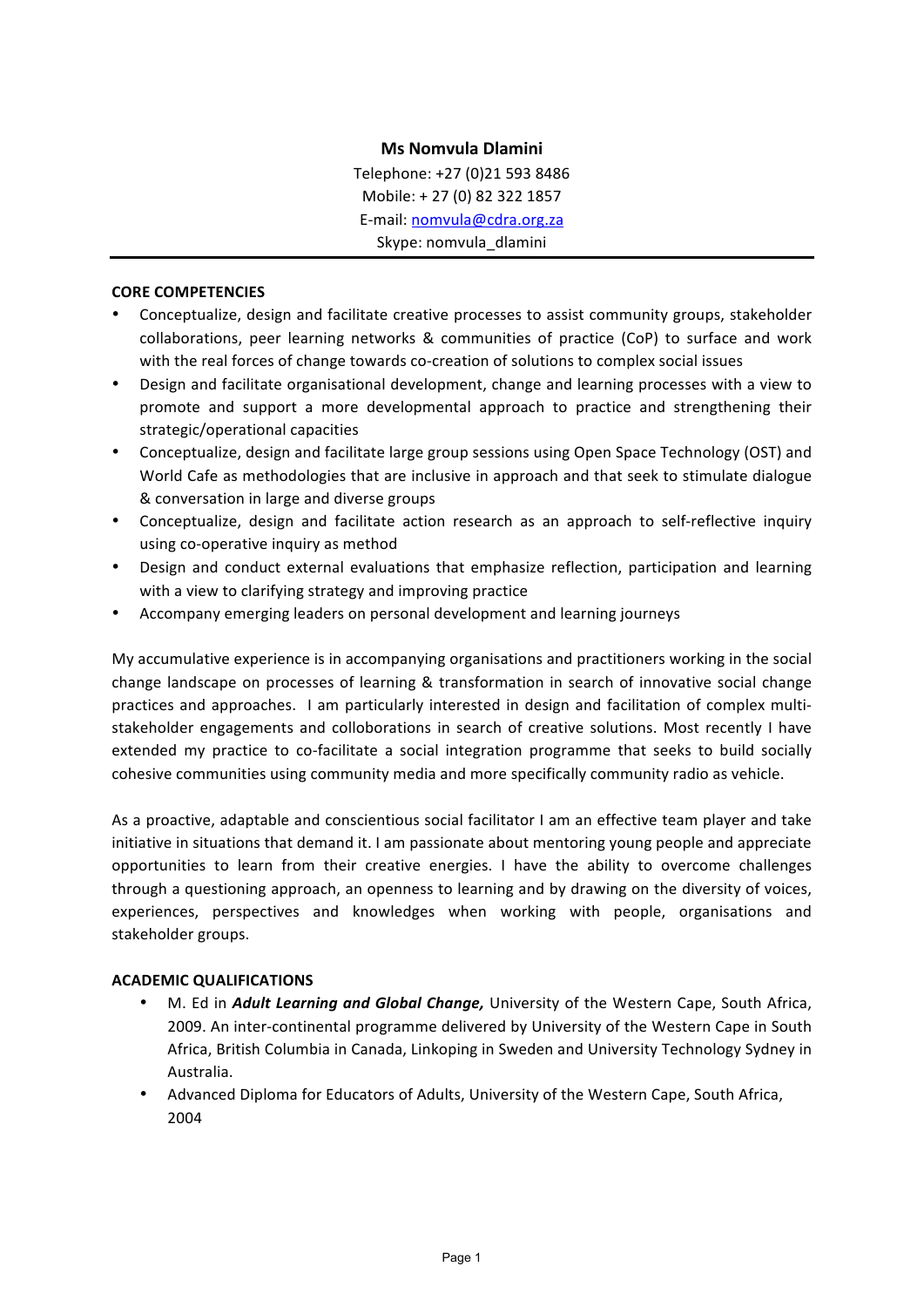**Ms Nomvula Dlamini**

Telephone: +27 (0)21 593 8486
Mobile: + 27 (0) 82 322 1857
E-mail: nomvula@cdra.org.za
Skype: nomvula_dlamini

---

**CORE COMPETENCIES**

- Conceptualize, design and facilitate creative processes to assist community groups, stakeholder collaborations, peer learning networks & communities of practice (CoP) to surface and work with the real forces of change towards co-creation of solutions to complex social issues
- Design and facilitate organisational development, change and learning processes with a view to promote and support a more developmental approach to practice and strengthening their strategic/operational capacities
- Conceptualize, design and facilitate large group sessions using Open Space Technology (OST) and World Cafe as methodologies that are inclusive in approach and that seek to stimulate dialogue & conversation in large and diverse groups
- Conceptualize, design and facilitate action research as an approach to self-reflective inquiry using co-operative inquiry as method
- Design and conduct external evaluations that emphasize reflection, participation and learning with a view to clarifying strategy and improving practice
- Accompany emerging leaders on personal development and learning journeys

My accumulative experience is in accompanying organisations and practitioners working in the social change landscape on processes of learning & transformation in search of innovative social change practices and approaches. I am particularly interested in design and facilitation of complex multi-stakeholder engagements and colloborations in search of creative solutions. Most recently I have extended my practice to co-facilitate a social integration programme that seeks to build socially cohesive communities using community media and more specifically community radio as vehicle.

As a proactive, adaptable and conscientious social facilitator I am an effective team player and take initiative in situations that demand it. I am passionate about mentoring young people and appreciate opportunities to learn from their creative energies. I have the ability to overcome challenges through a questioning approach, an openness to learning and by drawing on the diversity of voices, experiences, perspectives and knowledges when working with people, organisations and stakeholder groups.

**ACADEMIC QUALIFICATIONS**

- M. Ed in ***Adult Learning and Global Change,*** University of the Western Cape, South Africa, 2009. An inter-continental programme delivered by University of the Western Cape in South Africa, British Columbia in Canada, Linkoping in Sweden and University Technology Sydney in Australia.
- Advanced Diploma for Educators of Adults, University of the Western Cape, South Africa, 2004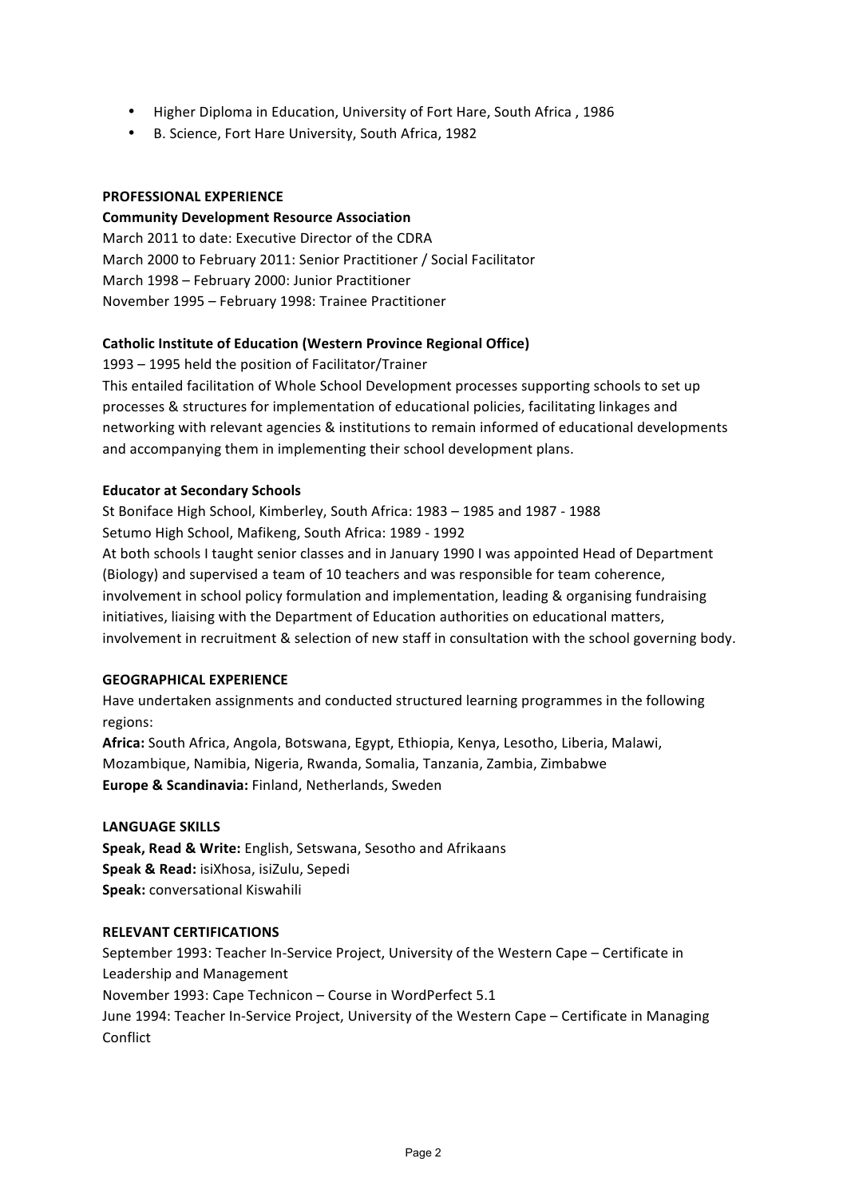- Higher Diploma in Education, University of Fort Hare, South Africa , 1986
- B. Science, Fort Hare University, South Africa, 1982

## PROFESSIONAL EXPERIENCE

**Community Development Resource Association**
March 2011 to date: Executive Director of the CDRA
March 2000 to February 2011: Senior Practitioner / Social Facilitator
March 1998 – February 2000: Junior Practitioner
November 1995 – February 1998: Trainee Practitioner

**Catholic Institute of Education (Western Province Regional Office)**
1993 – 1995 held the position of Facilitator/Trainer
This entailed facilitation of Whole School Development processes supporting schools to set up processes & structures for implementation of educational policies, facilitating linkages and networking with relevant agencies & institutions to remain informed of educational developments and accompanying them in implementing their school development plans.

**Educator at Secondary Schools**
St Boniface High School, Kimberley, South Africa: 1983 – 1985 and 1987 - 1988
Setumo High School, Mafikeng, South Africa: 1989 - 1992
At both schools I taught senior classes and in January 1990 I was appointed Head of Department (Biology) and supervised a team of 10 teachers and was responsible for team coherence, involvement in school policy formulation and implementation, leading & organising fundraising initiatives, liaising with the Department of Education authorities on educational matters, involvement in recruitment & selection of new staff in consultation with the school governing body.

## GEOGRAPHICAL EXPERIENCE

Have undertaken assignments and conducted structured learning programmes in the following regions:
**Africa:** South Africa, Angola, Botswana, Egypt, Ethiopia, Kenya, Lesotho, Liberia, Malawi, Mozambique, Namibia, Nigeria, Rwanda, Somalia, Tanzania, Zambia, Zimbabwe
**Europe & Scandinavia:** Finland, Netherlands, Sweden

## LANGUAGE SKILLS

**Speak, Read & Write:** English, Setswana, Sesotho and Afrikaans
**Speak & Read:** isiXhosa, isiZulu, Sepedi
**Speak:** conversational Kiswahili

## RELEVANT CERTIFICATIONS

September 1993: Teacher In-Service Project, University of the Western Cape – Certificate in Leadership and Management
November 1993: Cape Technicon – Course in WordPerfect 5.1
June 1994: Teacher In-Service Project, University of the Western Cape – Certificate in Managing Conflict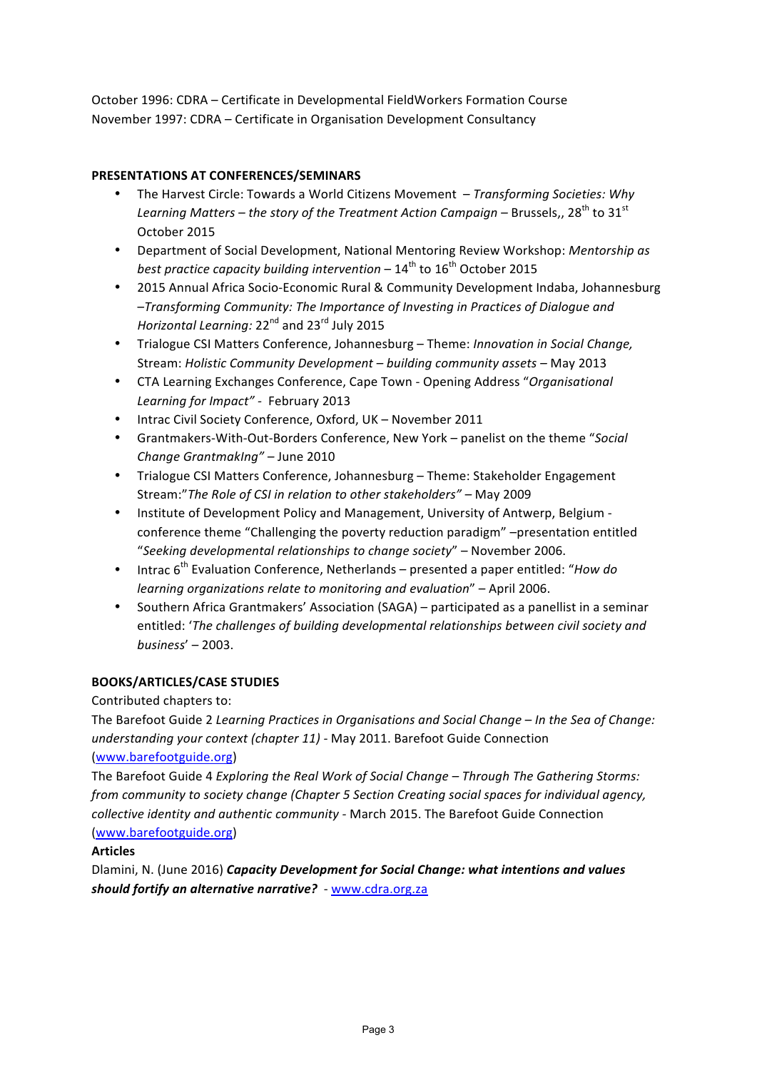October 1996: CDRA – Certificate in Developmental FieldWorkers Formation Course
November 1997: CDRA – Certificate in Organisation Development Consultancy

**PRESENTATIONS AT CONFERENCES/SEMINARS**

- The Harvest Circle: Towards a World Citizens Movement – *Transforming Societies: Why Learning Matters – the story of the Treatment Action Campaign* – Brussels,, 28th to 31st October 2015
- Department of Social Development, National Mentoring Review Workshop: *Mentorship as best practice capacity building intervention* – 14th to 16th October 2015
- 2015 Annual Africa Socio-Economic Rural & Community Development Indaba, Johannesburg –*Transforming Community: The Importance of Investing in Practices of Dialogue and Horizontal Learning:* 22nd and 23rd July 2015
- Trialogue CSI Matters Conference, Johannesburg – Theme: *Innovation in Social Change,* Stream: *Holistic Community Development – building community assets* – May 2013
- CTA Learning Exchanges Conference, Cape Town - Opening Address "*Organisational Learning for Impact"* - February 2013
- Intrac Civil Society Conference, Oxford, UK – November 2011
- Grantmakers-With-Out-Borders Conference, New York – panelist on the theme "*Social Change GrantmakIng"* – June 2010
- Trialogue CSI Matters Conference, Johannesburg – Theme: Stakeholder Engagement Stream:"*The Role of CSI in relation to other stakeholders"* – May 2009
- Institute of Development Policy and Management, University of Antwerp, Belgium - conference theme "Challenging the poverty reduction paradigm" –presentation entitled "*Seeking developmental relationships to change society*" – November 2006.
- Intrac 6th Evaluation Conference, Netherlands – presented a paper entitled: "*How do learning organizations relate to monitoring and evaluation*" – April 2006.
- Southern Africa Grantmakers' Association (SAGA) – participated as a panellist in a seminar entitled: '*The challenges of building developmental relationships between civil society and business*' – 2003.

**BOOKS/ARTICLES/CASE STUDIES**

Contributed chapters to:

The Barefoot Guide 2 *Learning Practices in Organisations and Social Change – In the Sea of Change: understanding your context (chapter 11)* - May 2011. Barefoot Guide Connection (www.barefootguide.org)

The Barefoot Guide 4 *Exploring the Real Work of Social Change – Through The Gathering Storms: from community to society change (Chapter 5 Section Creating social spaces for individual agency, collective identity and authentic community* - March 2015. The Barefoot Guide Connection (www.barefootguide.org)

**Articles**

Dlamini, N. (June 2016) ***Capacity Development for Social Change: what intentions and values should fortify an alternative narrative?*** - www.cdra.org.za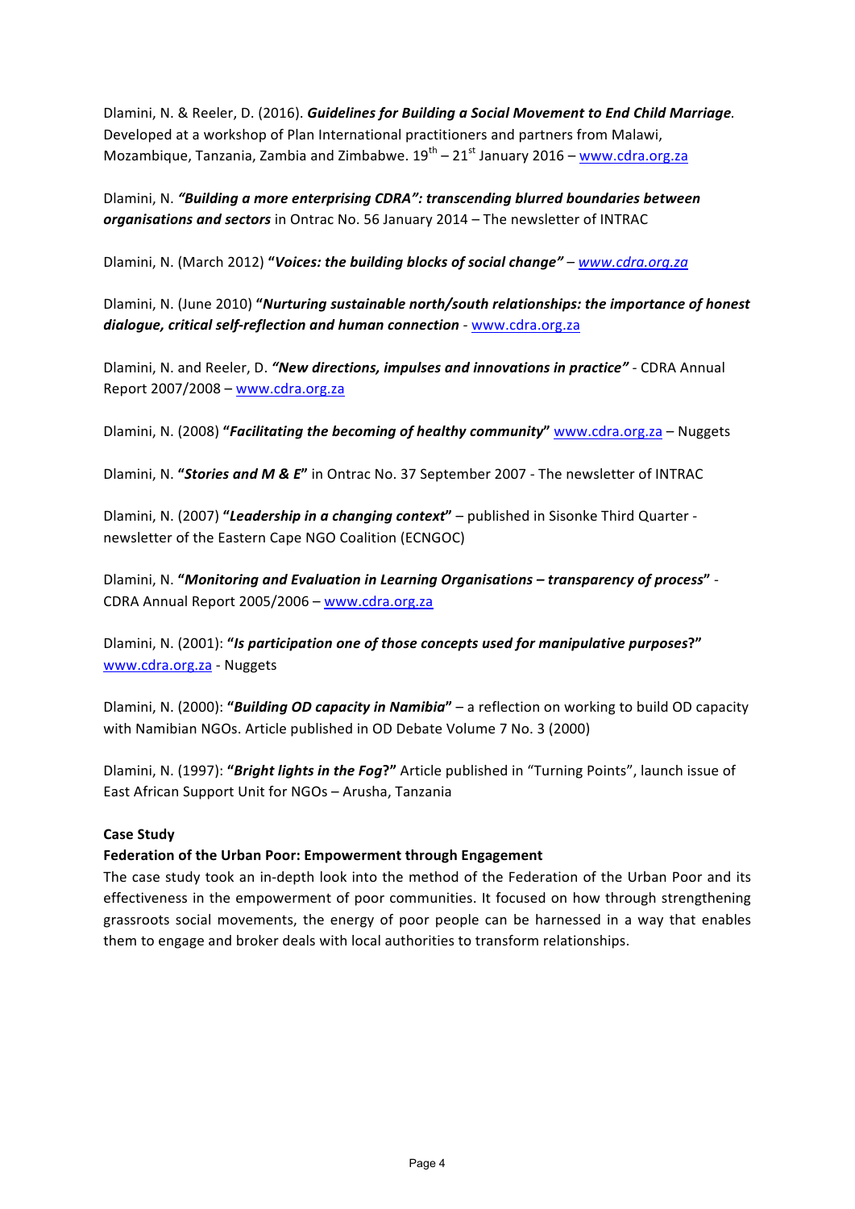Dlamini, N. & Reeler, D. (2016). ***Guidelines for Building a Social Movement to End Child Marriage****.* Developed at a workshop of Plan International practitioners and partners from Malawi, Mozambique, Tanzania, Zambia and Zimbabwe. 19th – 21st January 2016 – www.cdra.org.za

Dlamini, N. ***"Building a more enterprising CDRA": transcending blurred boundaries between organisations and sectors*** in Ontrac No. 56 January 2014 – The newsletter of INTRAC

Dlamini, N. (March 2012) **"*Voices: the building blocks of social change"*** – *www.cdra.org.za*

Dlamini, N. (June 2010) **"*Nurturing sustainable north/south relationships: the importance of honest dialogue, critical self-reflection and human connection*** - www.cdra.org.za

Dlamini, N. and Reeler, D. ***"New directions, impulses and innovations in practice"*** - CDRA Annual Report 2007/2008 – www.cdra.org.za

Dlamini, N. (2008) **"*Facilitating the becoming of healthy community*"** www.cdra.org.za – Nuggets

Dlamini, N. **"*Stories and M & E*"** in Ontrac No. 37 September 2007 - The newsletter of INTRAC

Dlamini, N. (2007) **"*Leadership in a changing context*"** – published in Sisonke Third Quarter - newsletter of the Eastern Cape NGO Coalition (ECNGOC)

Dlamini, N. **"*Monitoring and Evaluation in Learning Organisations – transparency of process*"** - CDRA Annual Report 2005/2006 – www.cdra.org.za

Dlamini, N. (2001): **"*Is participation one of those concepts used for manipulative purposes*?"** www.cdra.org.za - Nuggets

Dlamini, N. (2000): **"*Building OD capacity in Namibia*"** – a reflection on working to build OD capacity with Namibian NGOs. Article published in OD Debate Volume 7 No. 3 (2000)

Dlamini, N. (1997): **"*Bright lights in the Fog*?"** Article published in "Turning Points", launch issue of East African Support Unit for NGOs – Arusha, Tanzania

**Case Study**

**Federation of the Urban Poor: Empowerment through Engagement**

The case study took an in-depth look into the method of the Federation of the Urban Poor and its effectiveness in the empowerment of poor communities. It focused on how through strengthening grassroots social movements, the energy of poor people can be harnessed in a way that enables them to engage and broker deals with local authorities to transform relationships.